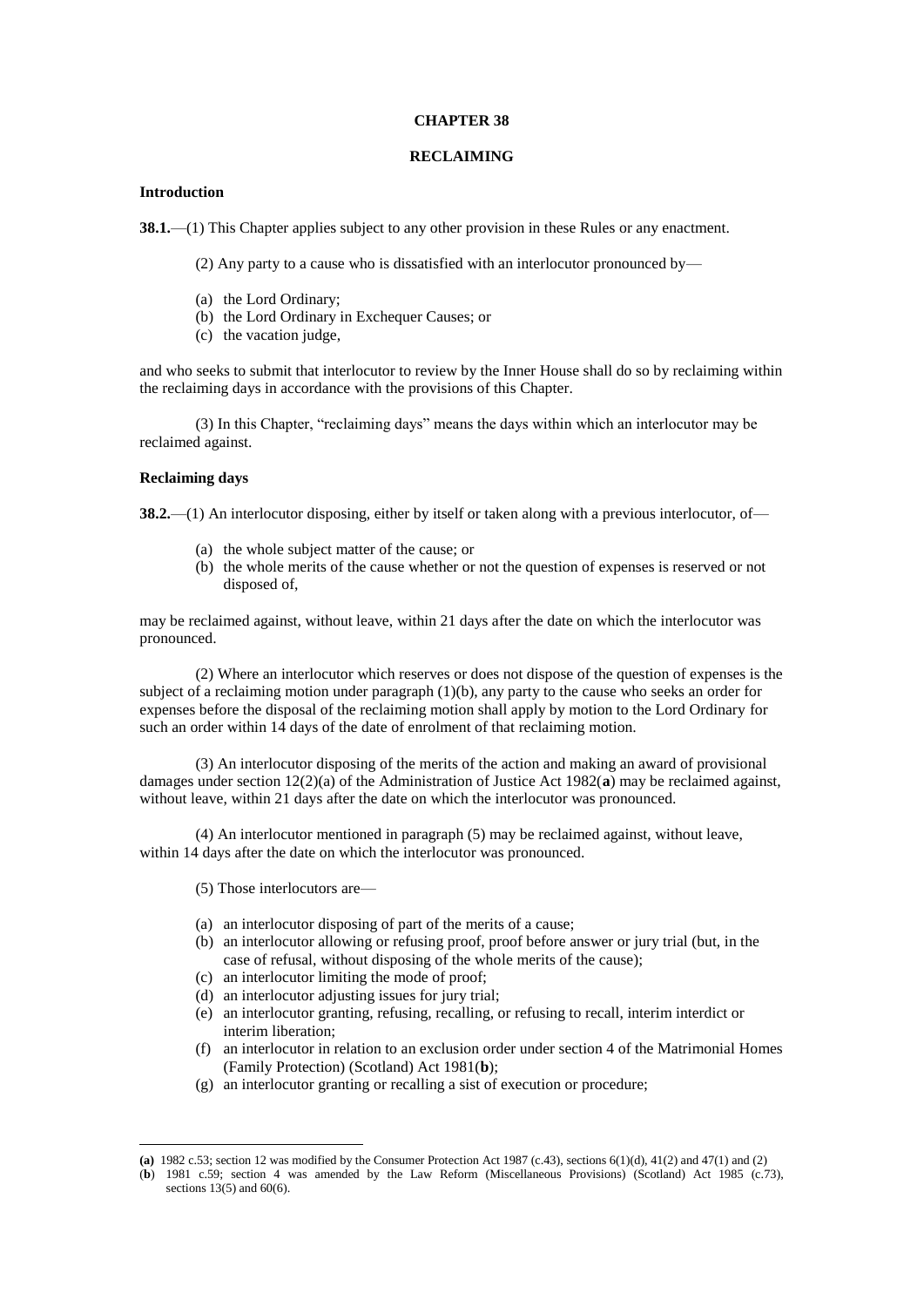# CHAPTER 38

## RECLAIMING

### Introduction

**38.1.**—(1) This Chapter applies subject to any other provision in these Rules or any enactment.

(2) Any party to a cause who is dissatisfied with an interlocutor pronounced by—

(a) the Lord Ordinary;
(b) the Lord Ordinary in Exchequer Causes; or
(c) the vacation judge,

and who seeks to submit that interlocutor to review by the Inner House shall do so by reclaiming within the reclaiming days in accordance with the provisions of this Chapter.

(3) In this Chapter, "reclaiming days" means the days within which an interlocutor may be reclaimed against.

### Reclaiming days

**38.2.**—(1) An interlocutor disposing, either by itself or taken along with a previous interlocutor, of—

(a) the whole subject matter of the cause; or
(b) the whole merits of the cause whether or not the question of expenses is reserved or not disposed of,

may be reclaimed against, without leave, within 21 days after the date on which the interlocutor was pronounced.

(2) Where an interlocutor which reserves or does not dispose of the question of expenses is the subject of a reclaiming motion under paragraph (1)(b), any party to the cause who seeks an order for expenses before the disposal of the reclaiming motion shall apply by motion to the Lord Ordinary for such an order within 14 days of the date of enrolment of that reclaiming motion.

(3) An interlocutor disposing of the merits of the action and making an award of provisional damages under section 12(2)(a) of the Administration of Justice Act 1982(**a**) may be reclaimed against, without leave, within 21 days after the date on which the interlocutor was pronounced.

(4) An interlocutor mentioned in paragraph (5) may be reclaimed against, without leave, within 14 days after the date on which the interlocutor was pronounced.

(5) Those interlocutors are—

(a) an interlocutor disposing of part of the merits of a cause;
(b) an interlocutor allowing or refusing proof, proof before answer or jury trial (but, in the case of refusal, without disposing of the whole merits of the cause);
(c) an interlocutor limiting the mode of proof;
(d) an interlocutor adjusting issues for jury trial;
(e) an interlocutor granting, refusing, recalling, or refusing to recall, interim interdict or interim liberation;
(f) an interlocutor in relation to an exclusion order under section 4 of the Matrimonial Homes (Family Protection) (Scotland) Act 1981(**b**);
(g) an interlocutor granting or recalling a sist of execution or procedure;

---

**(a)** 1982 c.53; section 12 was modified by the Consumer Protection Act 1987 (c.43), sections 6(1)(d), 41(2) and 47(1) and (2)

(**b**) 1981 c.59; section 4 was amended by the Law Reform (Miscellaneous Provisions) (Scotland) Act 1985 (c.73), sections 13(5) and 60(6).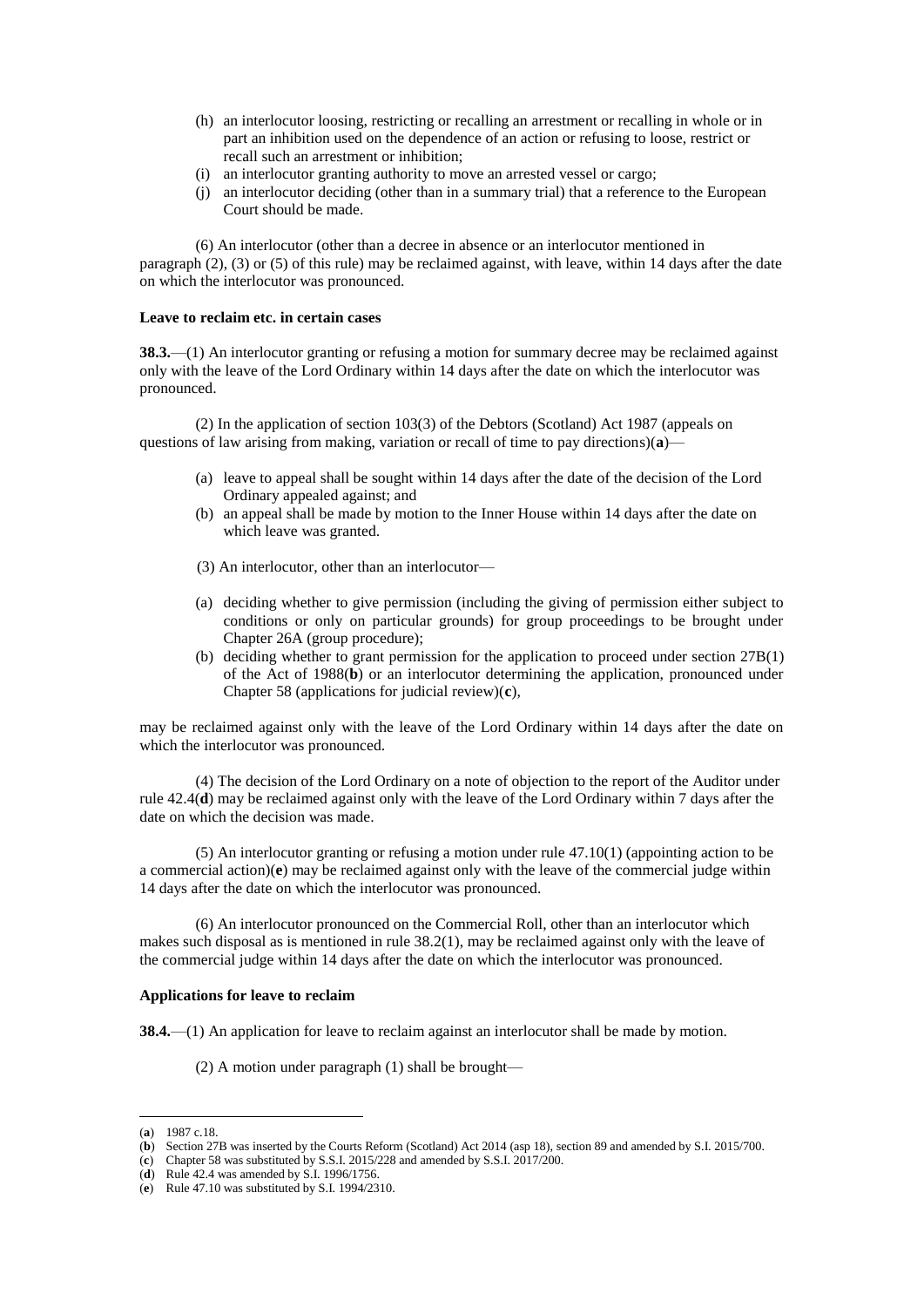(h) an interlocutor loosing, restricting or recalling an arrestment or recalling in whole or in part an inhibition used on the dependence of an action or refusing to loose, restrict or recall such an arrestment or inhibition;
(i) an interlocutor granting authority to move an arrested vessel or cargo;
(j) an interlocutor deciding (other than in a summary trial) that a reference to the European Court should be made.

(6) An interlocutor (other than a decree in absence or an interlocutor mentioned in paragraph (2), (3) or (5) of this rule) may be reclaimed against, with leave, within 14 days after the date on which the interlocutor was pronounced.

**Leave to reclaim etc. in certain cases**

**38.3.**—(1) An interlocutor granting or refusing a motion for summary decree may be reclaimed against only with the leave of the Lord Ordinary within 14 days after the date on which the interlocutor was pronounced.

(2) In the application of section 103(3) of the Debtors (Scotland) Act 1987 (appeals on questions of law arising from making, variation or recall of time to pay directions)(**a**)—

(a) leave to appeal shall be sought within 14 days after the date of the decision of the Lord Ordinary appealed against; and
(b) an appeal shall be made by motion to the Inner House within 14 days after the date on which leave was granted.

(3) An interlocutor, other than an interlocutor—

(a) deciding whether to give permission (including the giving of permission either subject to conditions or only on particular grounds) for group proceedings to be brought under Chapter 26A (group procedure);
(b) deciding whether to grant permission for the application to proceed under section 27B(1) of the Act of 1988(**b**) or an interlocutor determining the application, pronounced under Chapter 58 (applications for judicial review)(**c**),

may be reclaimed against only with the leave of the Lord Ordinary within 14 days after the date on which the interlocutor was pronounced.

(4) The decision of the Lord Ordinary on a note of objection to the report of the Auditor under rule 42.4(**d**) may be reclaimed against only with the leave of the Lord Ordinary within 7 days after the date on which the decision was made.

(5) An interlocutor granting or refusing a motion under rule 47.10(1) (appointing action to be a commercial action)(**e**) may be reclaimed against only with the leave of the commercial judge within 14 days after the date on which the interlocutor was pronounced.

(6) An interlocutor pronounced on the Commercial Roll, other than an interlocutor which makes such disposal as is mentioned in rule 38.2(1), may be reclaimed against only with the leave of the commercial judge within 14 days after the date on which the interlocutor was pronounced.

**Applications for leave to reclaim**

**38.4.**—(1) An application for leave to reclaim against an interlocutor shall be made by motion.

(2) A motion under paragraph (1) shall be brought—

---

(**a**) 1987 c.18.
(**b**) Section 27B was inserted by the Courts Reform (Scotland) Act 2014 (asp 18), section 89 and amended by S.I. 2015/700.
(**c**) Chapter 58 was substituted by S.S.I. 2015/228 and amended by S.S.I. 2017/200.
(**d**) Rule 42.4 was amended by S.I. 1996/1756.
(**e**) Rule 47.10 was substituted by S.I. 1994/2310.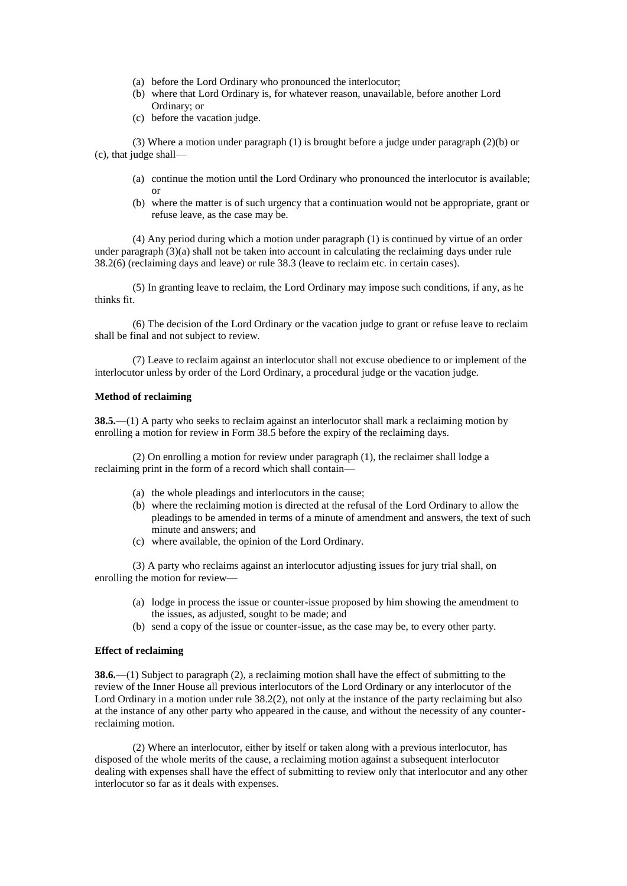(a) before the Lord Ordinary who pronounced the interlocutor;
(b) where that Lord Ordinary is, for whatever reason, unavailable, before another Lord Ordinary; or
(c) before the vacation judge.

(3) Where a motion under paragraph (1) is brought before a judge under paragraph (2)(b) or (c), that judge shall—

(a) continue the motion until the Lord Ordinary who pronounced the interlocutor is available; or
(b) where the matter is of such urgency that a continuation would not be appropriate, grant or refuse leave, as the case may be.

(4) Any period during which a motion under paragraph (1) is continued by virtue of an order under paragraph (3)(a) shall not be taken into account in calculating the reclaiming days under rule 38.2(6) (reclaiming days and leave) or rule 38.3 (leave to reclaim etc. in certain cases).

(5) In granting leave to reclaim, the Lord Ordinary may impose such conditions, if any, as he thinks fit.

(6) The decision of the Lord Ordinary or the vacation judge to grant or refuse leave to reclaim shall be final and not subject to review.

(7) Leave to reclaim against an interlocutor shall not excuse obedience to or implement of the interlocutor unless by order of the Lord Ordinary, a procedural judge or the vacation judge.

**Method of reclaiming**

**38.5.**—(1) A party who seeks to reclaim against an interlocutor shall mark a reclaiming motion by enrolling a motion for review in Form 38.5 before the expiry of the reclaiming days.

(2) On enrolling a motion for review under paragraph (1), the reclaimer shall lodge a reclaiming print in the form of a record which shall contain—

(a) the whole pleadings and interlocutors in the cause;
(b) where the reclaiming motion is directed at the refusal of the Lord Ordinary to allow the pleadings to be amended in terms of a minute of amendment and answers, the text of such minute and answers; and
(c) where available, the opinion of the Lord Ordinary.

(3) A party who reclaims against an interlocutor adjusting issues for jury trial shall, on enrolling the motion for review—

(a) lodge in process the issue or counter-issue proposed by him showing the amendment to the issues, as adjusted, sought to be made; and
(b) send a copy of the issue or counter-issue, as the case may be, to every other party.

**Effect of reclaiming**

**38.6.**—(1) Subject to paragraph (2), a reclaiming motion shall have the effect of submitting to the review of the Inner House all previous interlocutors of the Lord Ordinary or any interlocutor of the Lord Ordinary in a motion under rule 38.2(2), not only at the instance of the party reclaiming but also at the instance of any other party who appeared in the cause, and without the necessity of any counter-reclaiming motion.

(2) Where an interlocutor, either by itself or taken along with a previous interlocutor, has disposed of the whole merits of the cause, a reclaiming motion against a subsequent interlocutor dealing with expenses shall have the effect of submitting to review only that interlocutor and any other interlocutor so far as it deals with expenses.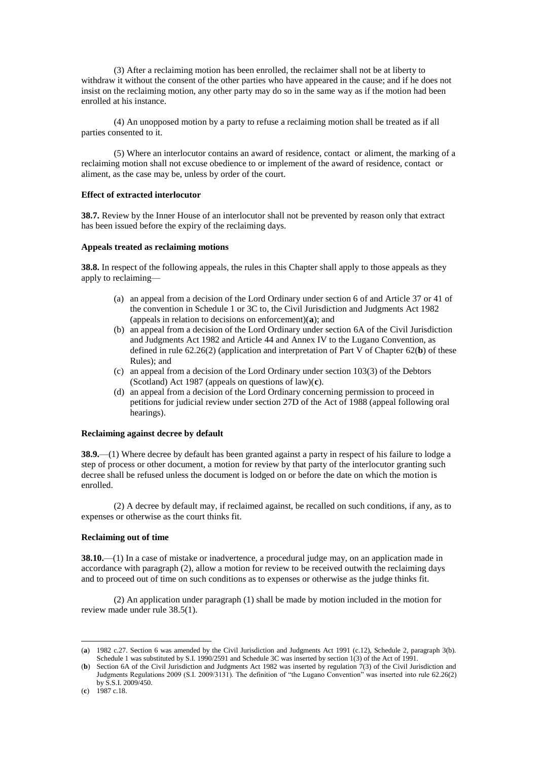(3) After a reclaiming motion has been enrolled, the reclaimer shall not be at liberty to withdraw it without the consent of the other parties who have appeared in the cause; and if he does not insist on the reclaiming motion, any other party may do so in the same way as if the motion had been enrolled at his instance.

(4) An unopposed motion by a party to refuse a reclaiming motion shall be treated as if all parties consented to it.

(5) Where an interlocutor contains an award of residence, contact or aliment, the marking of a reclaiming motion shall not excuse obedience to or implement of the award of residence, contact or aliment, as the case may be, unless by order of the court.

**Effect of extracted interlocutor**

**38.7.** Review by the Inner House of an interlocutor shall not be prevented by reason only that extract has been issued before the expiry of the reclaiming days.

**Appeals treated as reclaiming motions**

**38.8.** In respect of the following appeals, the rules in this Chapter shall apply to those appeals as they apply to reclaiming—

- (a) an appeal from a decision of the Lord Ordinary under section 6 of and Article 37 or 41 of the convention in Schedule 1 or 3C to, the Civil Jurisdiction and Judgments Act 1982 (appeals in relation to decisions on enforcement)(**a**); and
- (b) an appeal from a decision of the Lord Ordinary under section 6A of the Civil Jurisdiction and Judgments Act 1982 and Article 44 and Annex IV to the Lugano Convention, as defined in rule 62.26(2) (application and interpretation of Part V of Chapter 62(**b**) of these Rules); and
- (c) an appeal from a decision of the Lord Ordinary under section 103(3) of the Debtors (Scotland) Act 1987 (appeals on questions of law)(**c**).
- (d) an appeal from a decision of the Lord Ordinary concerning permission to proceed in petitions for judicial review under section 27D of the Act of 1988 (appeal following oral hearings).

**Reclaiming against decree by default**

**38.9.**—(1) Where decree by default has been granted against a party in respect of his failure to lodge a step of process or other document, a motion for review by that party of the interlocutor granting such decree shall be refused unless the document is lodged on or before the date on which the motion is enrolled.

(2) A decree by default may, if reclaimed against, be recalled on such conditions, if any, as to expenses or otherwise as the court thinks fit.

**Reclaiming out of time**

**38.10.**—(1) In a case of mistake or inadvertence, a procedural judge may, on an application made in accordance with paragraph (2), allow a motion for review to be received outwith the reclaiming days and to proceed out of time on such conditions as to expenses or otherwise as the judge thinks fit.

(2) An application under paragraph (1) shall be made by motion included in the motion for review made under rule 38.5(1).

---

(**a**) 1982 c.27. Section 6 was amended by the Civil Jurisdiction and Judgments Act 1991 (c.12), Schedule 2, paragraph 3(b). Schedule 1 was substituted by S.I. 1990/2591 and Schedule 3C was inserted by section 1(3) of the Act of 1991.

(**b**) Section 6A of the Civil Jurisdiction and Judgments Act 1982 was inserted by regulation 7(3) of the Civil Jurisdiction and Judgments Regulations 2009 (S.I. 2009/3131). The definition of "the Lugano Convention" was inserted into rule 62.26(2) by S.S.I. 2009/450.

(**c**) 1987 c.18.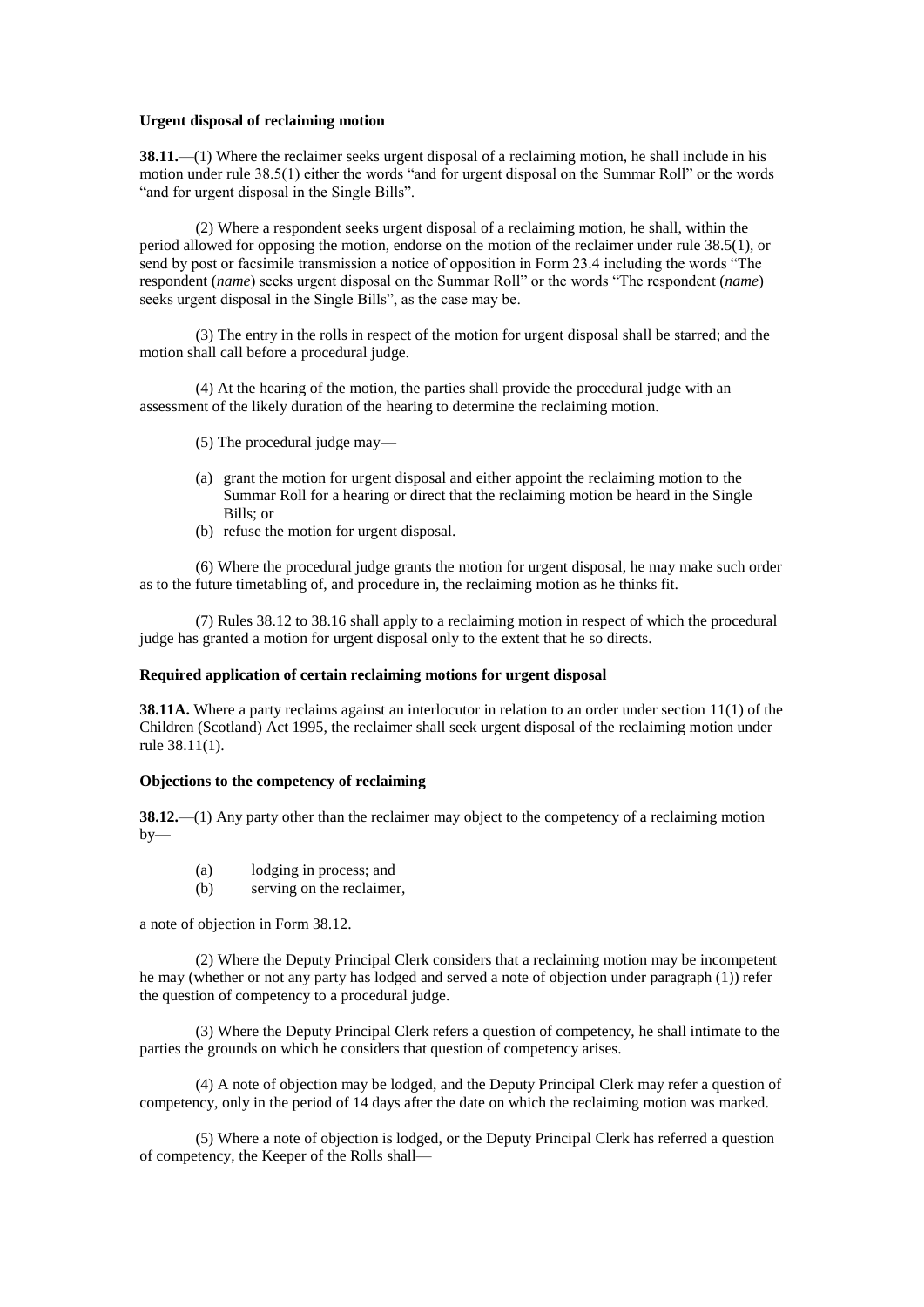**Urgent disposal of reclaiming motion**

**38.11.**—(1) Where the reclaimer seeks urgent disposal of a reclaiming motion, he shall include in his motion under rule 38.5(1) either the words "and for urgent disposal on the Summar Roll" or the words "and for urgent disposal in the Single Bills".

(2) Where a respondent seeks urgent disposal of a reclaiming motion, he shall, within the period allowed for opposing the motion, endorse on the motion of the reclaimer under rule 38.5(1), or send by post or facsimile transmission a notice of opposition in Form 23.4 including the words "The respondent (*name*) seeks urgent disposal on the Summar Roll" or the words "The respondent (*name*) seeks urgent disposal in the Single Bills", as the case may be.

(3) The entry in the rolls in respect of the motion for urgent disposal shall be starred; and the motion shall call before a procedural judge.

(4) At the hearing of the motion, the parties shall provide the procedural judge with an assessment of the likely duration of the hearing to determine the reclaiming motion.

(5) The procedural judge may—

- (a) grant the motion for urgent disposal and either appoint the reclaiming motion to the Summar Roll for a hearing or direct that the reclaiming motion be heard in the Single Bills; or
- (b) refuse the motion for urgent disposal.

(6) Where the procedural judge grants the motion for urgent disposal, he may make such order as to the future timetabling of, and procedure in, the reclaiming motion as he thinks fit.

(7) Rules 38.12 to 38.16 shall apply to a reclaiming motion in respect of which the procedural judge has granted a motion for urgent disposal only to the extent that he so directs.

**Required application of certain reclaiming motions for urgent disposal**

**38.11A.** Where a party reclaims against an interlocutor in relation to an order under section 11(1) of the Children (Scotland) Act 1995, the reclaimer shall seek urgent disposal of the reclaiming motion under rule 38.11(1).

**Objections to the competency of reclaiming**

**38.12.**—(1) Any party other than the reclaimer may object to the competency of a reclaiming motion by—

- (a) lodging in process; and
- (b) serving on the reclaimer,

a note of objection in Form 38.12.

(2) Where the Deputy Principal Clerk considers that a reclaiming motion may be incompetent he may (whether or not any party has lodged and served a note of objection under paragraph (1)) refer the question of competency to a procedural judge.

(3) Where the Deputy Principal Clerk refers a question of competency, he shall intimate to the parties the grounds on which he considers that question of competency arises.

(4) A note of objection may be lodged, and the Deputy Principal Clerk may refer a question of competency, only in the period of 14 days after the date on which the reclaiming motion was marked.

(5) Where a note of objection is lodged, or the Deputy Principal Clerk has referred a question of competency, the Keeper of the Rolls shall—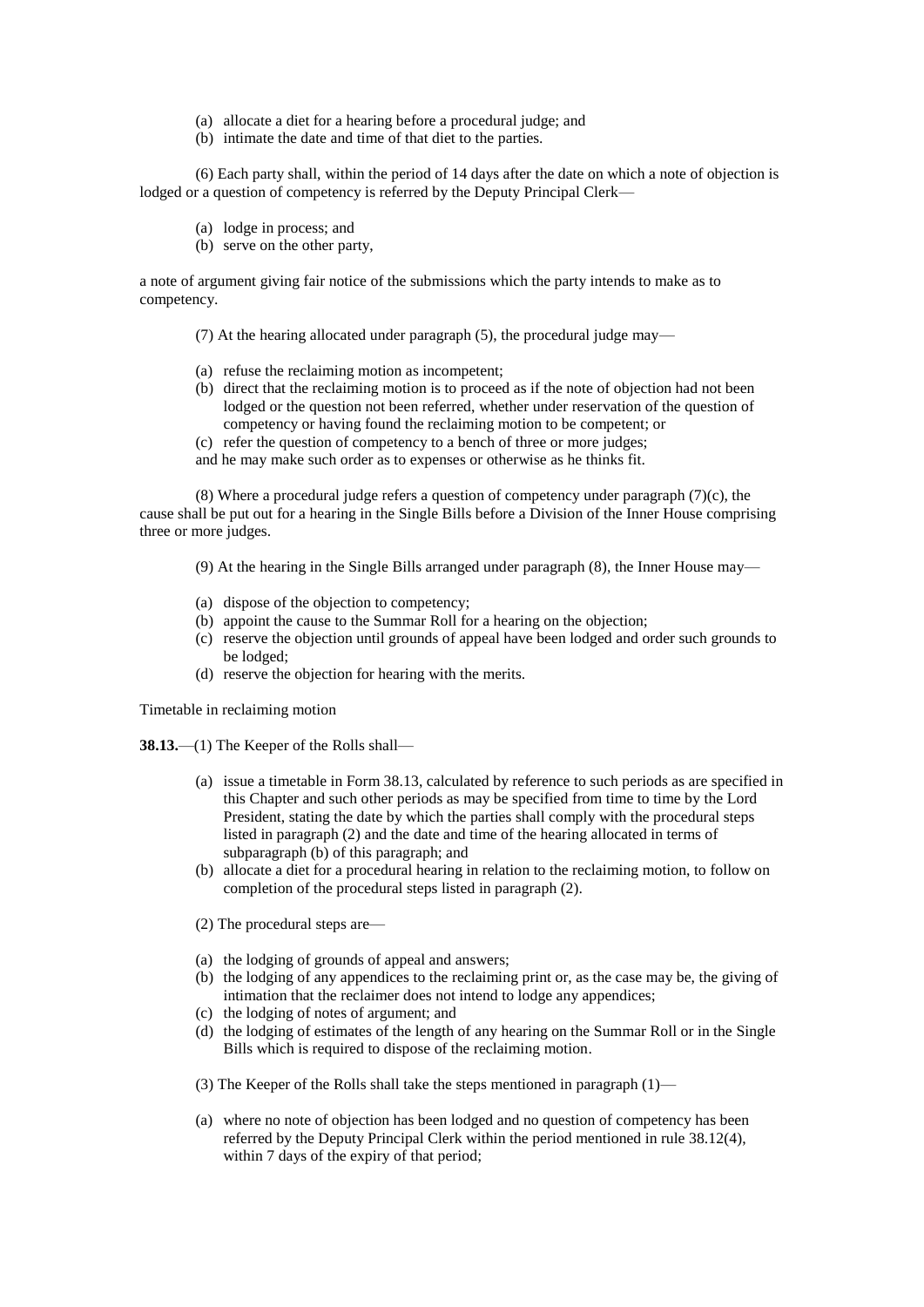(a) allocate a diet for a hearing before a procedural judge; and
(b) intimate the date and time of that diet to the parties.

(6) Each party shall, within the period of 14 days after the date on which a note of objection is lodged or a question of competency is referred by the Deputy Principal Clerk—

(a) lodge in process; and
(b) serve on the other party,

a note of argument giving fair notice of the submissions which the party intends to make as to competency.

(7) At the hearing allocated under paragraph (5), the procedural judge may—

(a) refuse the reclaiming motion as incompetent;
(b) direct that the reclaiming motion is to proceed as if the note of objection had not been lodged or the question not been referred, whether under reservation of the question of competency or having found the reclaiming motion to be competent; or
(c) refer the question of competency to a bench of three or more judges;

and he may make such order as to expenses or otherwise as he thinks fit.

(8) Where a procedural judge refers a question of competency under paragraph (7)(c), the cause shall be put out for a hearing in the Single Bills before a Division of the Inner House comprising three or more judges.

(9) At the hearing in the Single Bills arranged under paragraph (8), the Inner House may—

(a) dispose of the objection to competency;
(b) appoint the cause to the Summar Roll for a hearing on the objection;
(c) reserve the objection until grounds of appeal have been lodged and order such grounds to be lodged;
(d) reserve the objection for hearing with the merits.

Timetable in reclaiming motion

**38.13.**—(1) The Keeper of the Rolls shall—

(a) issue a timetable in Form 38.13, calculated by reference to such periods as are specified in this Chapter and such other periods as may be specified from time to time by the Lord President, stating the date by which the parties shall comply with the procedural steps listed in paragraph (2) and the date and time of the hearing allocated in terms of subparagraph (b) of this paragraph; and
(b) allocate a diet for a procedural hearing in relation to the reclaiming motion, to follow on completion of the procedural steps listed in paragraph (2).

(2) The procedural steps are—

(a) the lodging of grounds of appeal and answers;
(b) the lodging of any appendices to the reclaiming print or, as the case may be, the giving of intimation that the reclaimer does not intend to lodge any appendices;
(c) the lodging of notes of argument; and
(d) the lodging of estimates of the length of any hearing on the Summar Roll or in the Single Bills which is required to dispose of the reclaiming motion.

(3) The Keeper of the Rolls shall take the steps mentioned in paragraph (1)—

(a) where no note of objection has been lodged and no question of competency has been referred by the Deputy Principal Clerk within the period mentioned in rule 38.12(4), within 7 days of the expiry of that period;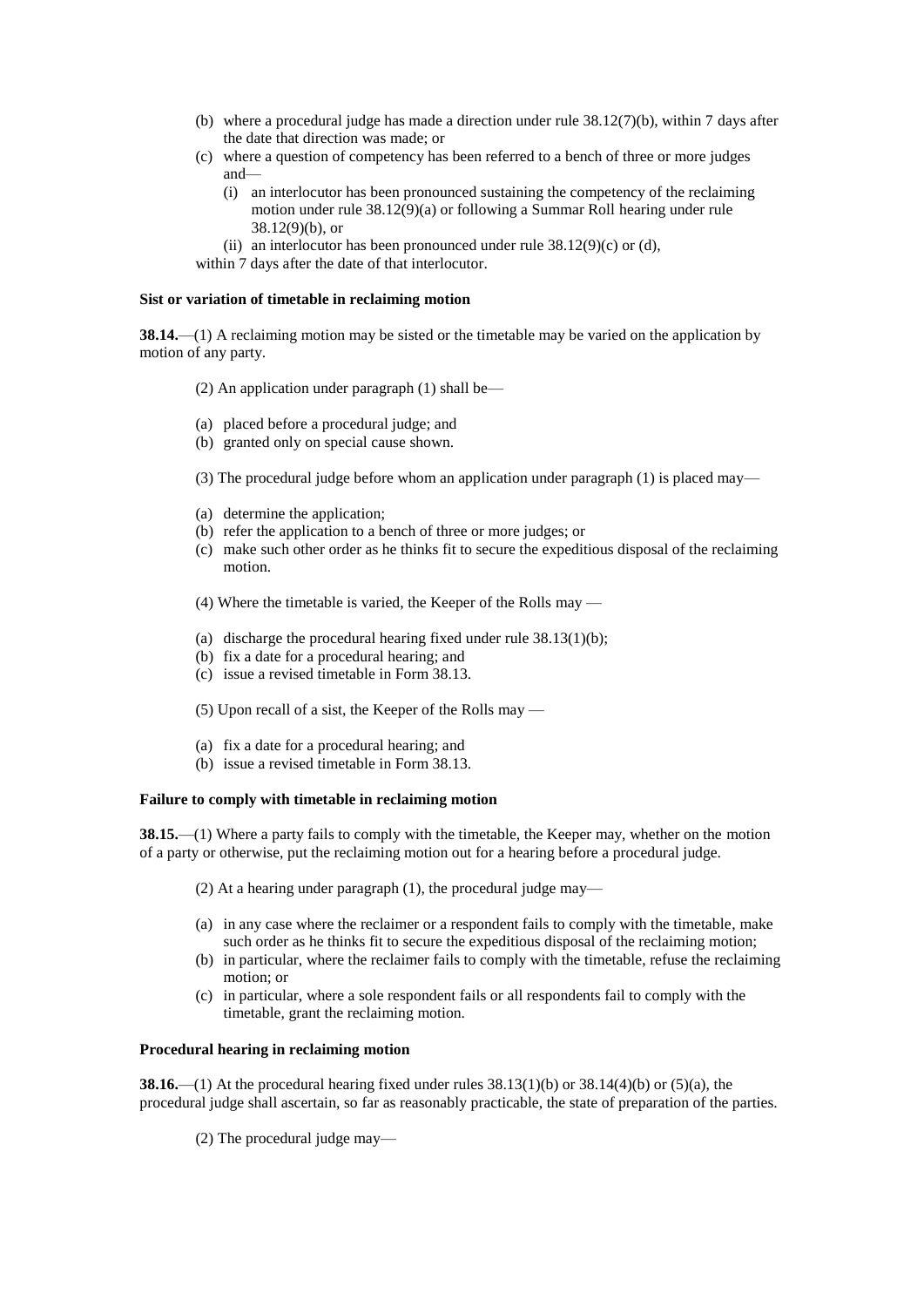(b) where a procedural judge has made a direction under rule 38.12(7)(b), within 7 days after the date that direction was made; or

(c) where a question of competency has been referred to a bench of three or more judges and—

   (i) an interlocutor has been pronounced sustaining the competency of the reclaiming motion under rule 38.12(9)(a) or following a Summar Roll hearing under rule 38.12(9)(b), or

   (ii) an interlocutor has been pronounced under rule 38.12(9)(c) or (d),

within 7 days after the date of that interlocutor.

**Sist or variation of timetable in reclaiming motion**

**38.14.**—(1) A reclaiming motion may be sisted or the timetable may be varied on the application by motion of any party.

(2) An application under paragraph (1) shall be—

(a) placed before a procedural judge; and
(b) granted only on special cause shown.

(3) The procedural judge before whom an application under paragraph (1) is placed may—

(a) determine the application;
(b) refer the application to a bench of three or more judges; or
(c) make such other order as he thinks fit to secure the expeditious disposal of the reclaiming motion.

(4) Where the timetable is varied, the Keeper of the Rolls may —

(a) discharge the procedural hearing fixed under rule 38.13(1)(b);
(b) fix a date for a procedural hearing; and
(c) issue a revised timetable in Form 38.13.

(5) Upon recall of a sist, the Keeper of the Rolls may —

(a) fix a date for a procedural hearing; and
(b) issue a revised timetable in Form 38.13.

**Failure to comply with timetable in reclaiming motion**

**38.15.**—(1) Where a party fails to comply with the timetable, the Keeper may, whether on the motion of a party or otherwise, put the reclaiming motion out for a hearing before a procedural judge.

(2) At a hearing under paragraph (1), the procedural judge may—

(a) in any case where the reclaimer or a respondent fails to comply with the timetable, make such order as he thinks fit to secure the expeditious disposal of the reclaiming motion;
(b) in particular, where the reclaimer fails to comply with the timetable, refuse the reclaiming motion; or
(c) in particular, where a sole respondent fails or all respondents fail to comply with the timetable, grant the reclaiming motion.

**Procedural hearing in reclaiming motion**

**38.16.**—(1) At the procedural hearing fixed under rules 38.13(1)(b) or 38.14(4)(b) or (5)(a), the procedural judge shall ascertain, so far as reasonably practicable, the state of preparation of the parties.

(2) The procedural judge may—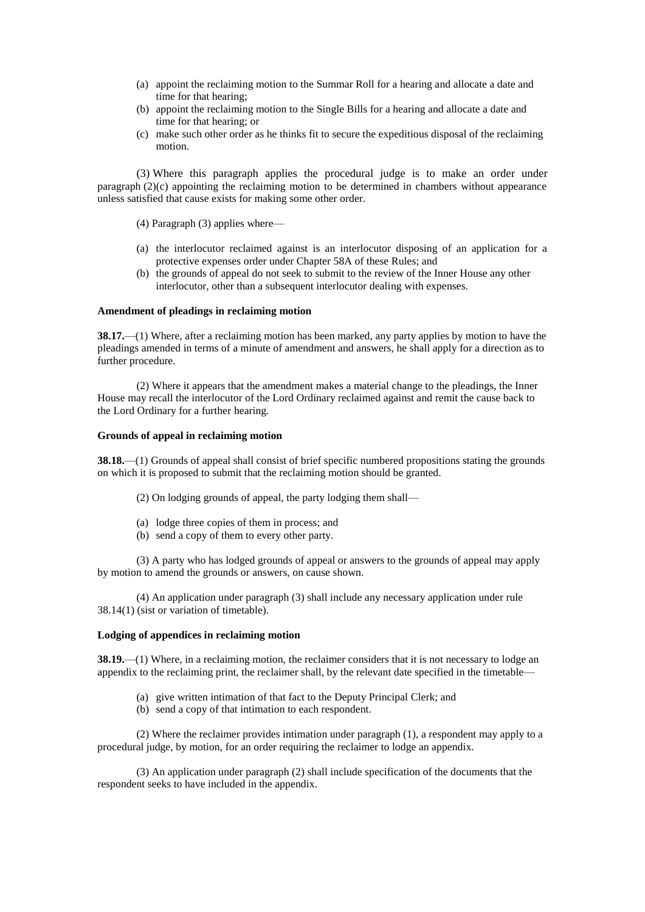(a) appoint the reclaiming motion to the Summar Roll for a hearing and allocate a date and time for that hearing;
(b) appoint the reclaiming motion to the Single Bills for a hearing and allocate a date and time for that hearing; or
(c) make such other order as he thinks fit to secure the expeditious disposal of the reclaiming motion.

(3) Where this paragraph applies the procedural judge is to make an order under paragraph (2)(c) appointing the reclaiming motion to be determined in chambers without appearance unless satisfied that cause exists for making some other order.

(4) Paragraph (3) applies where—

(a) the interlocutor reclaimed against is an interlocutor disposing of an application for a protective expenses order under Chapter 58A of these Rules; and
(b) the grounds of appeal do not seek to submit to the review of the Inner House any other interlocutor, other than a subsequent interlocutor dealing with expenses.

**Amendment of pleadings in reclaiming motion**

**38.17.**—(1) Where, after a reclaiming motion has been marked, any party applies by motion to have the pleadings amended in terms of a minute of amendment and answers, he shall apply for a direction as to further procedure.

(2) Where it appears that the amendment makes a material change to the pleadings, the Inner House may recall the interlocutor of the Lord Ordinary reclaimed against and remit the cause back to the Lord Ordinary for a further hearing.

**Grounds of appeal in reclaiming motion**

**38.18.**—(1) Grounds of appeal shall consist of brief specific numbered propositions stating the grounds on which it is proposed to submit that the reclaiming motion should be granted.

(2) On lodging grounds of appeal, the party lodging them shall—

(a) lodge three copies of them in process; and
(b) send a copy of them to every other party.

(3) A party who has lodged grounds of appeal or answers to the grounds of appeal may apply by motion to amend the grounds or answers, on cause shown.

(4) An application under paragraph (3) shall include any necessary application under rule 38.14(1) (sist or variation of timetable).

**Lodging of appendices in reclaiming motion**

**38.19.**—(1) Where, in a reclaiming motion, the reclaimer considers that it is not necessary to lodge an appendix to the reclaiming print, the reclaimer shall, by the relevant date specified in the timetable—

(a) give written intimation of that fact to the Deputy Principal Clerk; and
(b) send a copy of that intimation to each respondent.

(2) Where the reclaimer provides intimation under paragraph (1), a respondent may apply to a procedural judge, by motion, for an order requiring the reclaimer to lodge an appendix.

(3) An application under paragraph (2) shall include specification of the documents that the respondent seeks to have included in the appendix.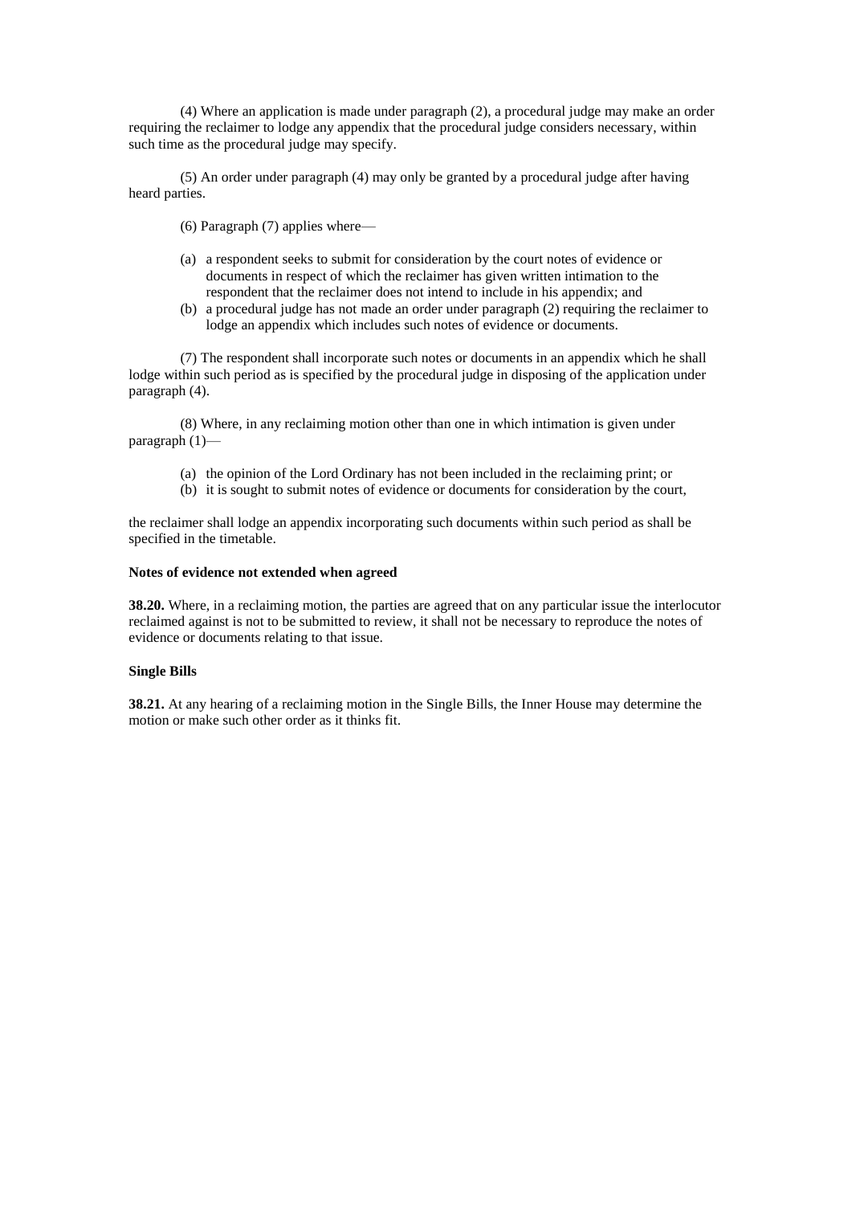(4) Where an application is made under paragraph (2), a procedural judge may make an order requiring the reclaimer to lodge any appendix that the procedural judge considers necessary, within such time as the procedural judge may specify.

(5) An order under paragraph (4) may only be granted by a procedural judge after having heard parties.

(6) Paragraph (7) applies where—

(a) a respondent seeks to submit for consideration by the court notes of evidence or documents in respect of which the reclaimer has given written intimation to the respondent that the reclaimer does not intend to include in his appendix; and
(b) a procedural judge has not made an order under paragraph (2) requiring the reclaimer to lodge an appendix which includes such notes of evidence or documents.

(7) The respondent shall incorporate such notes or documents in an appendix which he shall lodge within such period as is specified by the procedural judge in disposing of the application under paragraph (4).

(8) Where, in any reclaiming motion other than one in which intimation is given under paragraph (1)—

(a) the opinion of the Lord Ordinary has not been included in the reclaiming print; or
(b) it is sought to submit notes of evidence or documents for consideration by the court,

the reclaimer shall lodge an appendix incorporating such documents within such period as shall be specified in the timetable.

**Notes of evidence not extended when agreed**

**38.20.** Where, in a reclaiming motion, the parties are agreed that on any particular issue the interlocutor reclaimed against is not to be submitted to review, it shall not be necessary to reproduce the notes of evidence or documents relating to that issue.

**Single Bills**

**38.21.** At any hearing of a reclaiming motion in the Single Bills, the Inner House may determine the motion or make such other order as it thinks fit.